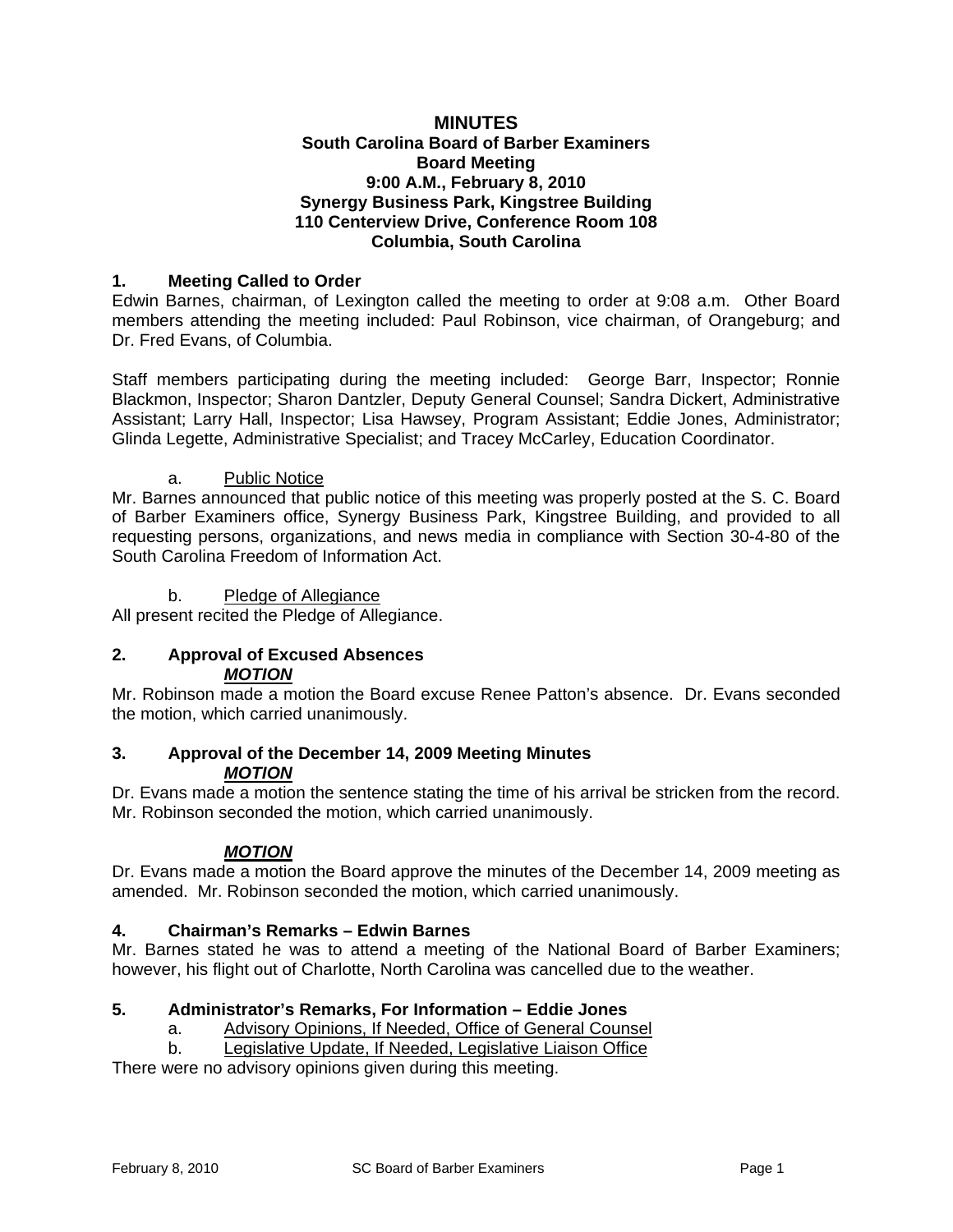# MINUTES
## South Carolina Board of Barber Examiners
## Board Meeting
## 9:00 A.M., February 8, 2010
## Synergy Business Park, Kingstree Building
## 110 Centerview Drive, Conference Room 108
## Columbia, South Carolina

### 1. Meeting Called to Order

Edwin Barnes, chairman, of Lexington called the meeting to order at 9:08 a.m. Other Board members attending the meeting included: Paul Robinson, vice chairman, of Orangeburg; and Dr. Fred Evans, of Columbia.

Staff members participating during the meeting included: George Barr, Inspector; Ronnie Blackmon, Inspector; Sharon Dantzler, Deputy General Counsel; Sandra Dickert, Administrative Assistant; Larry Hall, Inspector; Lisa Hawsey, Program Assistant; Eddie Jones, Administrator; Glinda Legette, Administrative Specialist; and Tracey McCarley, Education Coordinator.

a. Public Notice

Mr. Barnes announced that public notice of this meeting was properly posted at the S. C. Board of Barber Examiners office, Synergy Business Park, Kingstree Building, and provided to all requesting persons, organizations, and news media in compliance with Section 30-4-80 of the South Carolina Freedom of Information Act.

b. Pledge of Allegiance

All present recited the Pledge of Allegiance.

### 2. Approval of Excused Absences

***MOTION***

Mr. Robinson made a motion the Board excuse Renee Patton's absence. Dr. Evans seconded the motion, which carried unanimously.

### 3. Approval of the December 14, 2009 Meeting Minutes

***MOTION***

Dr. Evans made a motion the sentence stating the time of his arrival be stricken from the record. Mr. Robinson seconded the motion, which carried unanimously.

***MOTION***

Dr. Evans made a motion the Board approve the minutes of the December 14, 2009 meeting as amended. Mr. Robinson seconded the motion, which carried unanimously.

### 4. Chairman's Remarks – Edwin Barnes

Mr. Barnes stated he was to attend a meeting of the National Board of Barber Examiners; however, his flight out of Charlotte, North Carolina was cancelled due to the weather.

### 5. Administrator's Remarks, For Information – Eddie Jones

a. Advisory Opinions, If Needed, Office of General Counsel

b. Legislative Update, If Needed, Legislative Liaison Office

There were no advisory opinions given during this meeting.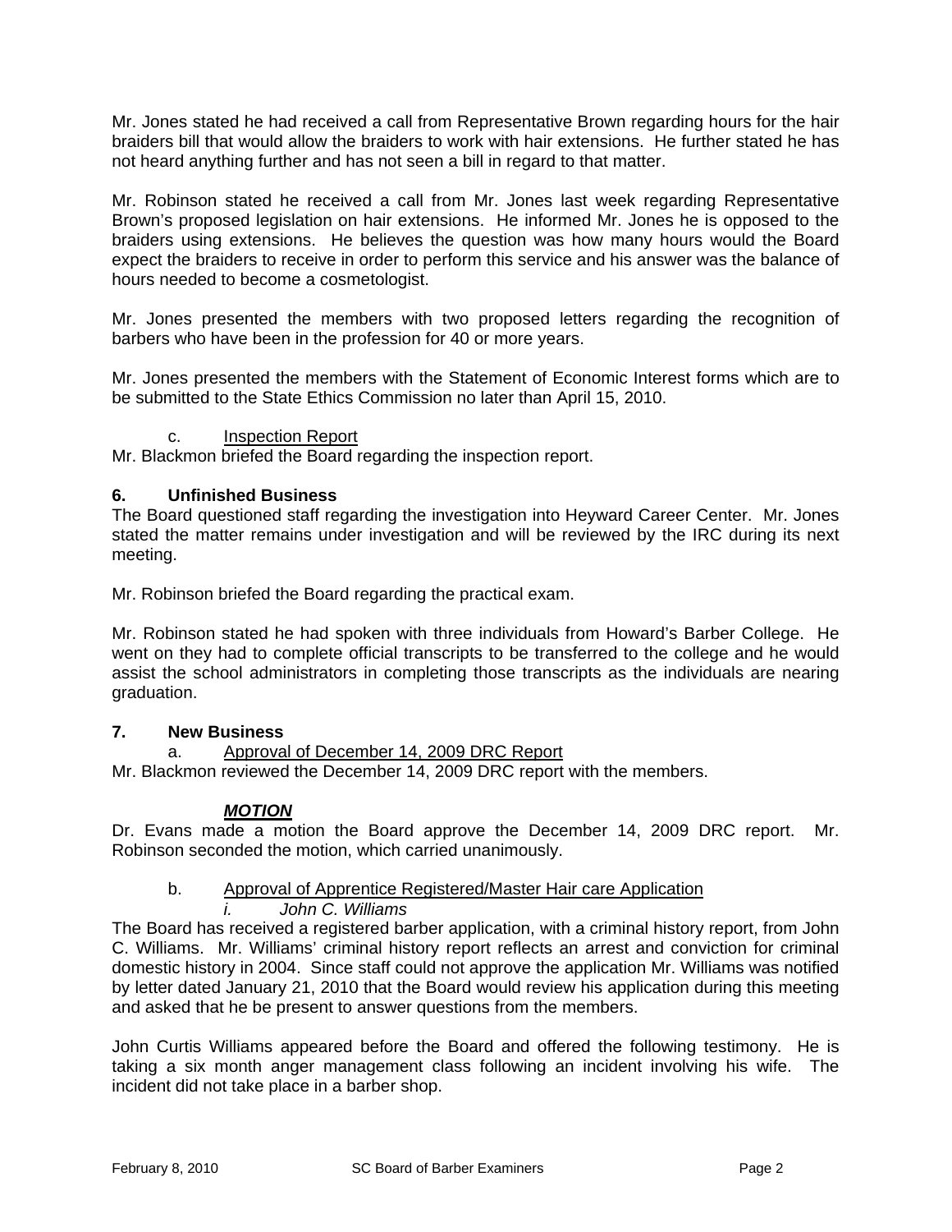Mr. Jones stated he had received a call from Representative Brown regarding hours for the hair braiders bill that would allow the braiders to work with hair extensions. He further stated he has not heard anything further and has not seen a bill in regard to that matter.

Mr. Robinson stated he received a call from Mr. Jones last week regarding Representative Brown's proposed legislation on hair extensions. He informed Mr. Jones he is opposed to the braiders using extensions. He believes the question was how many hours would the Board expect the braiders to receive in order to perform this service and his answer was the balance of hours needed to become a cosmetologist.

Mr. Jones presented the members with two proposed letters regarding the recognition of barbers who have been in the profession for 40 or more years.

Mr. Jones presented the members with the Statement of Economic Interest forms which are to be submitted to the State Ethics Commission no later than April 15, 2010.

c. Inspection Report

Mr. Blackmon briefed the Board regarding the inspection report.

### 6. Unfinished Business

The Board questioned staff regarding the investigation into Heyward Career Center. Mr. Jones stated the matter remains under investigation and will be reviewed by the IRC during its next meeting.

Mr. Robinson briefed the Board regarding the practical exam.

Mr. Robinson stated he had spoken with three individuals from Howard's Barber College. He went on they had to complete official transcripts to be transferred to the college and he would assist the school administrators in completing those transcripts as the individuals are nearing graduation.

### 7. New Business

a. Approval of December 14, 2009 DRC Report

Mr. Blackmon reviewed the December 14, 2009 DRC report with the members.

***MOTION***

Dr. Evans made a motion the Board approve the December 14, 2009 DRC report. Mr. Robinson seconded the motion, which carried unanimously.

b. Approval of Apprentice Registered/Master Hair care Application

*i. John C. Williams*

The Board has received a registered barber application, with a criminal history report, from John C. Williams. Mr. Williams' criminal history report reflects an arrest and conviction for criminal domestic history in 2004. Since staff could not approve the application Mr. Williams was notified by letter dated January 21, 2010 that the Board would review his application during this meeting and asked that he be present to answer questions from the members.

John Curtis Williams appeared before the Board and offered the following testimony. He is taking a six month anger management class following an incident involving his wife. The incident did not take place in a barber shop.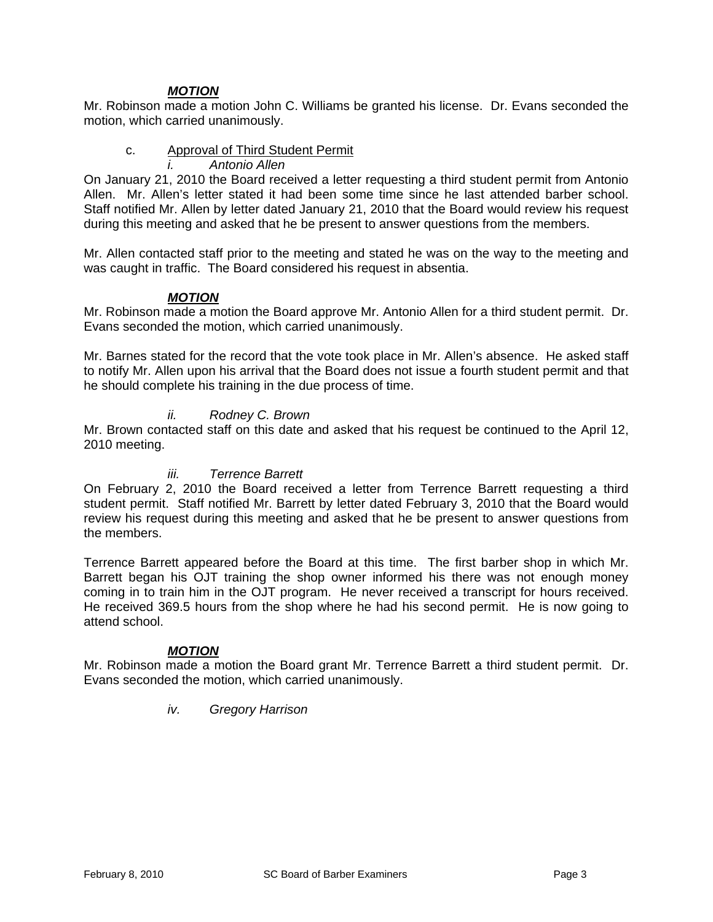***MOTION***

Mr. Robinson made a motion John C. Williams be granted his license. Dr. Evans seconded the motion, which carried unanimously.

c. Approval of Third Student Permit

*i. Antonio Allen*

On January 21, 2010 the Board received a letter requesting a third student permit from Antonio Allen. Mr. Allen's letter stated it had been some time since he last attended barber school. Staff notified Mr. Allen by letter dated January 21, 2010 that the Board would review his request during this meeting and asked that he be present to answer questions from the members.

Mr. Allen contacted staff prior to the meeting and stated he was on the way to the meeting and was caught in traffic. The Board considered his request in absentia.

***MOTION***

Mr. Robinson made a motion the Board approve Mr. Antonio Allen for a third student permit. Dr. Evans seconded the motion, which carried unanimously.

Mr. Barnes stated for the record that the vote took place in Mr. Allen's absence. He asked staff to notify Mr. Allen upon his arrival that the Board does not issue a fourth student permit and that he should complete his training in the due process of time.

*ii. Rodney C. Brown*

Mr. Brown contacted staff on this date and asked that his request be continued to the April 12, 2010 meeting.

*iii. Terrence Barrett*

On February 2, 2010 the Board received a letter from Terrence Barrett requesting a third student permit. Staff notified Mr. Barrett by letter dated February 3, 2010 that the Board would review his request during this meeting and asked that he be present to answer questions from the members.

Terrence Barrett appeared before the Board at this time. The first barber shop in which Mr. Barrett began his OJT training the shop owner informed his there was not enough money coming in to train him in the OJT program. He never received a transcript for hours received. He received 369.5 hours from the shop where he had his second permit. He is now going to attend school.

***MOTION***

Mr. Robinson made a motion the Board grant Mr. Terrence Barrett a third student permit. Dr. Evans seconded the motion, which carried unanimously.

*iv. Gregory Harrison*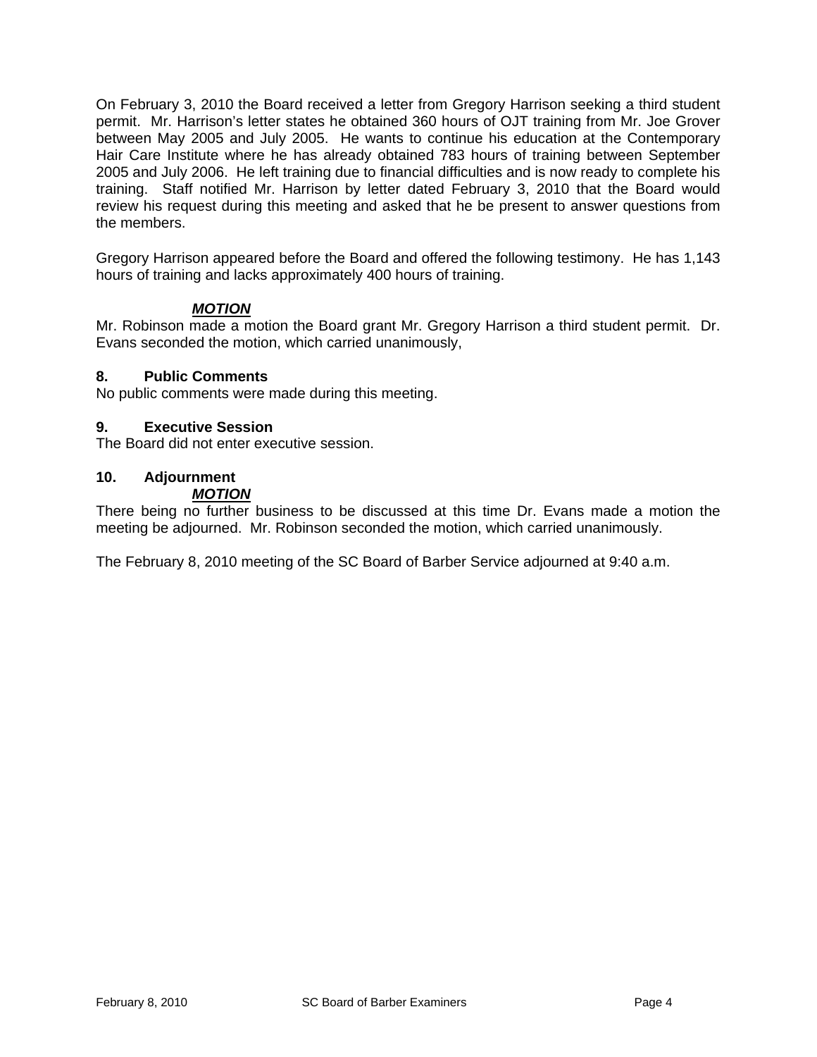On February 3, 2010 the Board received a letter from Gregory Harrison seeking a third student permit. Mr. Harrison's letter states he obtained 360 hours of OJT training from Mr. Joe Grover between May 2005 and July 2005. He wants to continue his education at the Contemporary Hair Care Institute where he has already obtained 783 hours of training between September 2005 and July 2006. He left training due to financial difficulties and is now ready to complete his training. Staff notified Mr. Harrison by letter dated February 3, 2010 that the Board would review his request during this meeting and asked that he be present to answer questions from the members.

Gregory Harrison appeared before the Board and offered the following testimony. He has 1,143 hours of training and lacks approximately 400 hours of training.

***MOTION***

Mr. Robinson made a motion the Board grant Mr. Gregory Harrison a third student permit. Dr. Evans seconded the motion, which carried unanimously,

**8. Public Comments**

No public comments were made during this meeting.

**9. Executive Session**

The Board did not enter executive session.

**10. Adjournment**

***MOTION***

There being no further business to be discussed at this time Dr. Evans made a motion the meeting be adjourned. Mr. Robinson seconded the motion, which carried unanimously.

The February 8, 2010 meeting of the SC Board of Barber Service adjourned at 9:40 a.m.